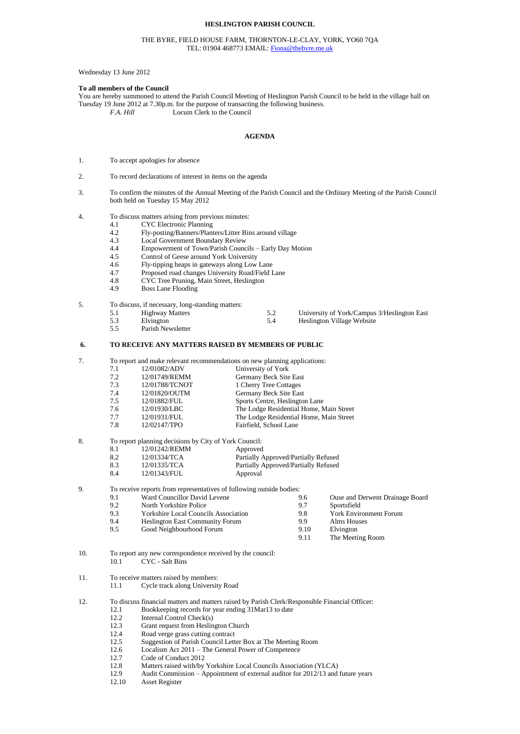**HESLINGTON PARISH COUNCIL**

THE BYRE, FIELD HOUSE FARM, THORNTON-LE-CLAY, YORK, YO60 7QA
TEL: 01904 468773 EMAIL: Fiona@thebyre.me.uk

Wednesday 13 June 2012

**To all members of the Council**
You are hereby summoned to attend the Parish Council Meeting of Heslington Parish Council to be held in the village hall on Tuesday 19 June 2012 at 7.30p.m. for the purpose of transacting the following business.

*F.A. Hill* Locum Clerk to the Council

## AGENDA

1. To accept apologies for absence

2. To record declarations of interest in items on the agenda

3. To confirm the minutes of the Annual Meeting of the Parish Council and the Ordinary Meeting of the Parish Council both held on Tuesday 15 May 2012

4. To discuss matters arising from previous minutes:
   - 4.1 CYC Electronic Planning
   - 4.2 Fly-posting/Banners/Planters/Litter Bins around village
   - 4.3 Local Government Boundary Review
   - 4.4 Empowerment of Town/Parish Councils – Early Day Motion
   - 4.5 Control of Geese around York University
   - 4.6 Fly-tipping heaps in gateways along Low Lane
   - 4.7 Proposed road changes University Road/Field Lane
   - 4.8 CYC Tree Pruning, Main Street, Heslington
   - 4.9 Boss Lane Flooding

5. To discuss, if necessary, long-standing matters:
   - 5.1 Highway Matters
   - 5.2 University of York/Campus 3/Heslington East
   - 5.3 Elvington
   - 5.4 Heslington Village Website
   - 5.5 Parish Newsletter

6. **TO RECEIVE ANY MATTERS RAISED BY MEMBERS OF PUBLIC**

7. To report and make relevant recommendations on new planning applications:

| | | |
|---|---|---|
| 7.1 | 12/01082/ADV | University of York |
| 7.2 | 12/01749/REMM | Germany Beck Site East |
| 7.3 | 12/01788/TCNOT | 1 Cherry Tree Cottages |
| 7.4 | 12/01820/OUTM | Germany Beck Site East |
| 7.5 | 12/01882/FUL | Sports Centre, Heslington Lane |
| 7.6 | 12/01930/LBC | The Lodge Residential Home, Main Street |
| 7.7 | 12/01931/FUL | The Lodge Residential Home, Main Street |
| 7.8 | 12/02147/TPO | Fairfield, School Lane |

8. To report planning decisions by City of York Council:

| | | |
|---|---|---|
| 8.1 | 12/01242/REMM | Approved |
| 8.2 | 12/01334/TCA | Partially Approved/Partially Refused |
| 8.3 | 12/01335/TCA | Partially Approved/Partially Refused |
| 8.4 | 12/01343/FUL | Approval |

9. To receive reports from representatives of following outside bodies:
   - 9.1 Ward Councillor David Levene
   - 9.2 North Yorkshire Police
   - 9.3 Yorkshire Local Councils Association
   - 9.4 Heslington East Community Forum
   - 9.5 Good Neighbourhood Forum
   - 9.6 Ouse and Derwent Drainage Board
   - 9.7 Sportsfield
   - 9.8 York Environment Forum
   - 9.9 Alms Houses
   - 9.10 Elvington
   - 9.11 The Meeting Room

10. To report any new correspondence received by the council:
    - 10.1 CYC - Salt Bins

11. To receive matters raised by members:
    - 11.1 Cycle track along University Road

12. To discuss financial matters and matters raised by Parish Clerk/Responsible Financial Officer:
    - 12.1 Bookkeeping records for year ending 31Mar13 to date
    - 12.2 Internal Control Check(s)
    - 12.3 Grant request from Heslington Church
    - 12.4 Road verge grass cutting contract
    - 12.5 Suggestion of Parish Council Letter Box at The Meeting Room
    - 12.6 Localism Act 2011 – The General Power of Competence
    - 12.7 Code of Conduct 2012
    - 12.8 Matters raised with/by Yorkshire Local Councils Association (YLCA)
    - 12.9 Audit Commission – Appointment of external auditor for 2012/13 and future years
    - 12.10 Asset Register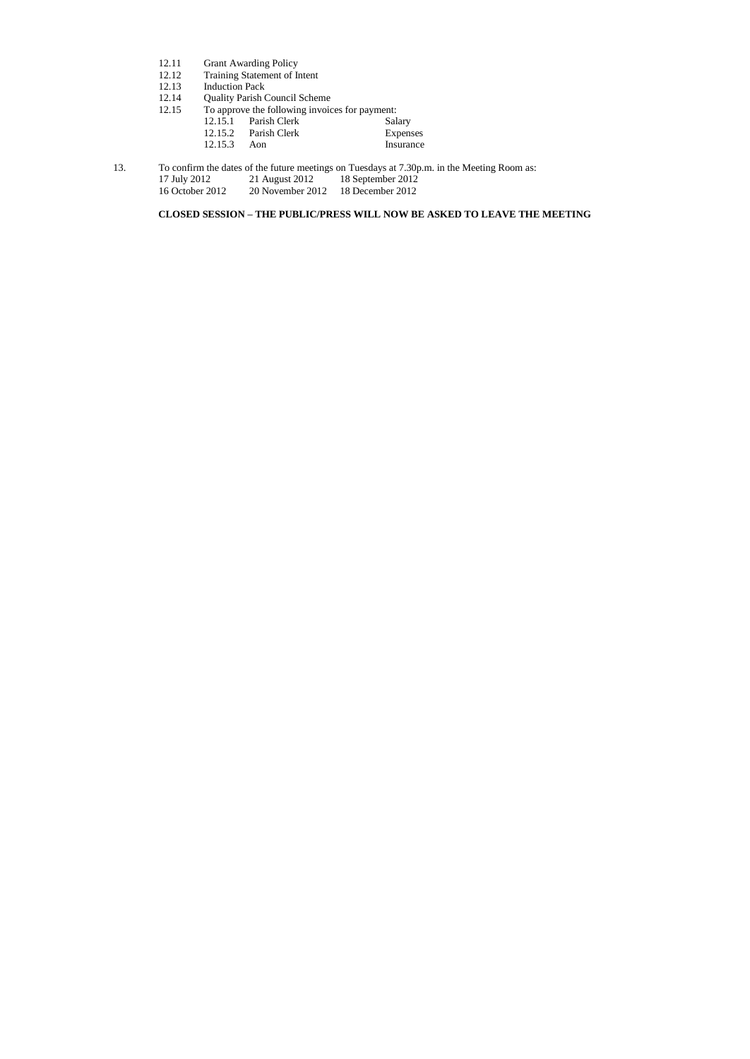12.11 Grant Awarding Policy

12.12 Training Statement of Intent

12.13 Induction Pack

12.14 Quality Parish Council Scheme

12.15 To approve the following invoices for payment:

| | | |
|---|---|---|
| 12.15.1 | Parish Clerk | Salary |
| 12.15.2 | Parish Clerk | Expenses |
| 12.15.3 | Aon | Insurance |

13. To confirm the dates of the future meetings on Tuesdays at 7.30p.m. in the Meeting Room as:

| | | |
|---|---|---|
| 17 July 2012 | 21 August 2012 | 18 September 2012 |
| 16 October 2012 | 20 November 2012 | 18 December 2012 |

**CLOSED SESSION – THE PUBLIC/PRESS WILL NOW BE ASKED TO LEAVE THE MEETING**